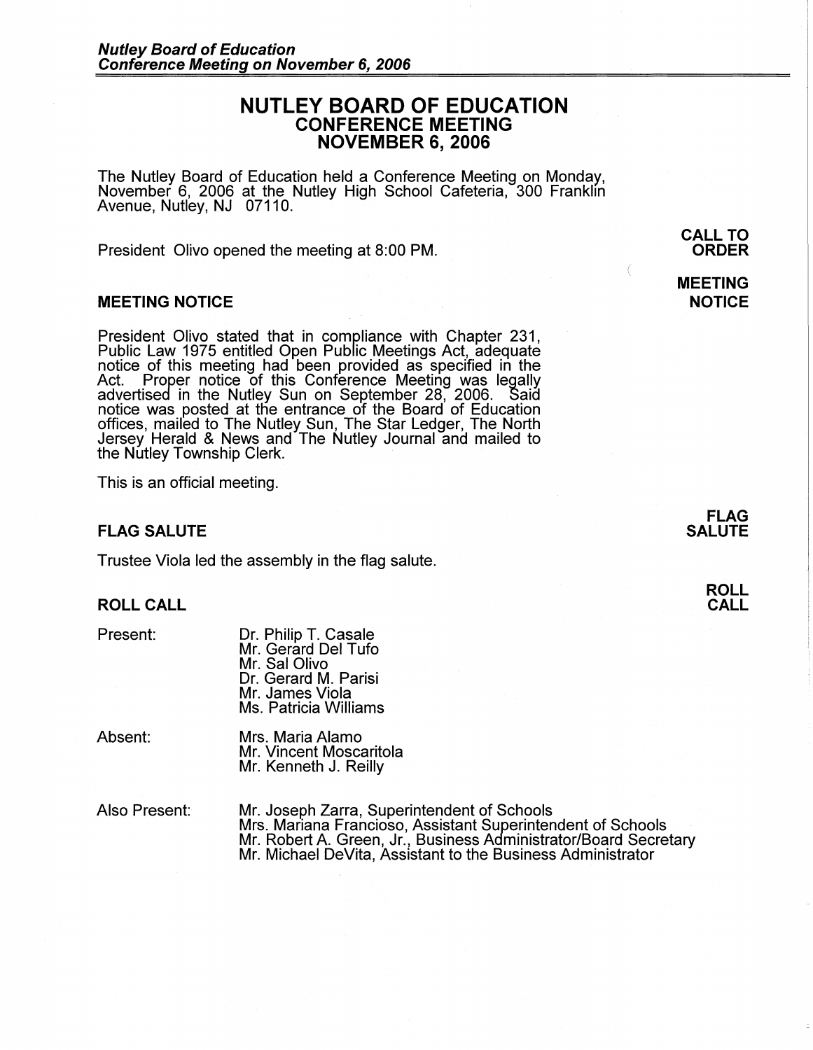# NUTLEY BOARD OF EDUCATION
## CONFERENCE MEETING
## NOVEMBER 6, 2006

The Nutley Board of Education held a Conference Meeting on Monday, November 6, 2006 at the Nutley High School Cafeteria, 300 Franklin Avenue, Nutley, NJ 07110.

**CALL TO ORDER**

President Olivo opened the meeting at 8:00 PM.

### MEETING NOTICE

President Olivo stated that in compliance with Chapter 231, Public Law 1975 entitled Open Public Meetings Act, adequate notice of this meeting had been provided as specified in the Act. Proper notice of this Conference Meeting was legally advertised in the Nutley Sun on September 28, 2006. Said notice was posted at the entrance of the Board of Education offices, mailed to The Nutley Sun, The Star Ledger, The North Jersey Herald & News and The Nutley Journal and mailed to the Nutley Township Clerk.

This is an official meeting.

### FLAG SALUTE

Trustee Viola led the assembly in the flag salute.

### ROLL CALL

Present:
- Dr. Philip T. Casale
- Mr. Gerard Del Tufo
- Mr. Sal Olivo
- Dr. Gerard M. Parisi
- Mr. James Viola
- Ms. Patricia Williams

Absent:
- Mrs. Maria Alamo
- Mr. Vincent Moscaritola
- Mr. Kenneth J. Reilly

Also Present:
- Mr. Joseph Zarra, Superintendent of Schools
- Mrs. Mariana Francioso, Assistant Superintendent of Schools
- Mr. Robert A. Green, Jr., Business Administrator/Board Secretary
- Mr. Michael DeVita, Assistant to the Business Administrator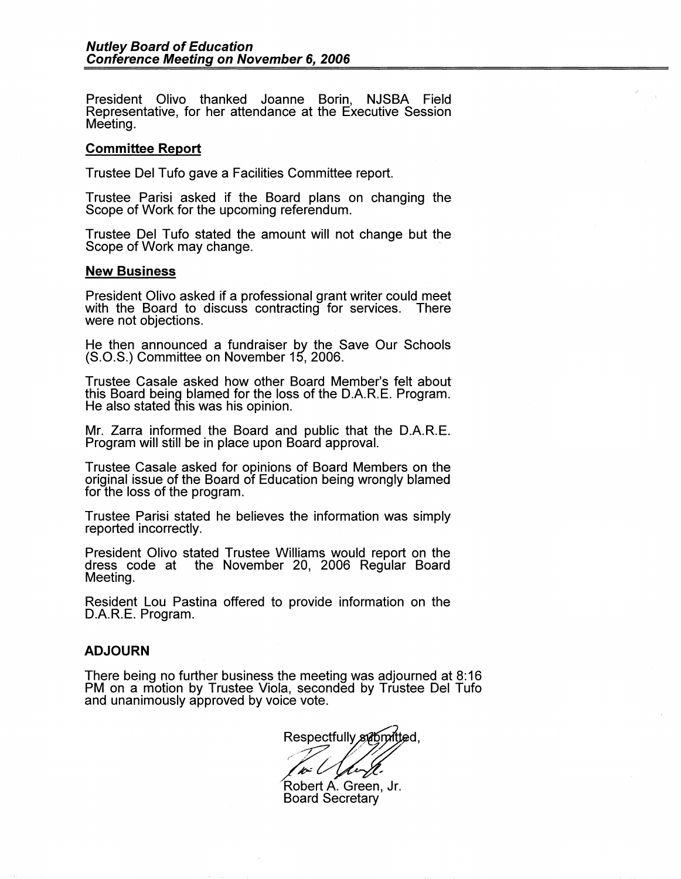President Olivo thanked Joanne Borin, NJSBA Field Representative, for her attendance at the Executive Session Meeting.

**Committee Report**

Trustee Del Tufo gave a Facilities Committee report.

Trustee Parisi asked if the Board plans on changing the Scope of Work for the upcoming referendum.

Trustee Del Tufo stated the amount will not change but the Scope of Work may change.

**New Business**

President Olivo asked if a professional grant writer could meet with the Board to discuss contracting for services. There were not objections.

He then announced a fundraiser by the Save Our Schools (S.O.S.) Committee on November 15, 2006.

Trustee Casale asked how other Board Member's felt about this Board being blamed for the loss of the D.A.R.E. Program. He also stated this was his opinion.

Mr. Zarra informed the Board and public that the D.A.R.E. Program will still be in place upon Board approval.

Trustee Casale asked for opinions of Board Members on the original issue of the Board of Education being wrongly blamed for the loss of the program.

Trustee Parisi stated he believes the information was simply reported incorrectly.

President Olivo stated Trustee Williams would report on the dress code at the November 20, 2006 Regular Board Meeting.

Resident Lou Pastina offered to provide information on the D.A.R.E. Program.

**ADJOURN**

There being no further business the meeting was adjourned at 8:16 PM on a motion by Trustee Viola, seconded by Trustee Del Tufo and unanimously approved by voice vote.

Respectfully submitted,

Robert A. Green, Jr.
Board Secretary